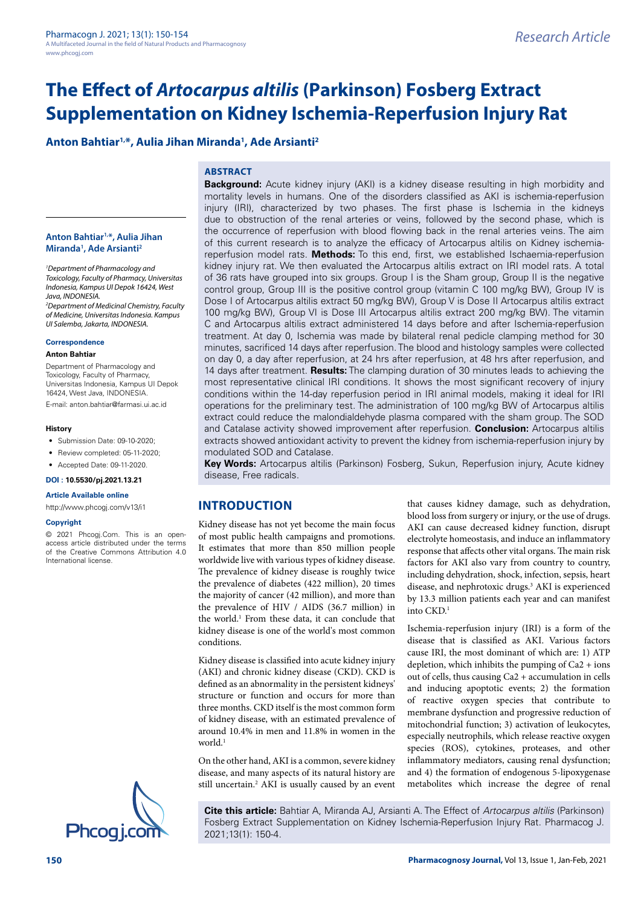# The Effect of *Artocarpus altilis* (Parkinson) Fosberg Extract Supplementation on Kidney Ischemia-Reperfusion Injury Rat

**Anton Bahtiar[1,*], Aulia Jihan Miranda[1], Ade Arsianti[2]**

## ABSTRACT

**Background:** Acute kidney injury (AKI) is a kidney disease resulting in high morbidity and mortality levels in humans. One of the disorders classified as AKI is ischemia-reperfusion injury (IRI), characterized by two phases. The first phase is Ischemia in the kidneys due to obstruction of the renal arteries or veins, followed by the second phase, which is the occurrence of reperfusion with blood flowing back in the renal arteries veins. The aim of this current research is to analyze the efficacy of Artocarpus altilis on Kidney ischemia-reperfusion model rats. **Methods:** To this end, first, we established Ischaemia-reperfusion kidney injury rat. We then evaluated the Artocarpus altilis extract on IRI model rats. A total of 36 rats have grouped into six groups. Group I is the Sham group, Group II is the negative control group, Group III is the positive control group (vitamin C 100 mg/kg BW), Group IV is Dose I of Artocarpus altilis extract 50 mg/kg BW), Group V is Dose II Artocarpus altilis extract 100 mg/kg BW), Group VI is Dose III Artocarpus altilis extract 200 mg/kg BW). The vitamin C and Artocarpus altilis extract administered 14 days before and after Ischemia-reperfusion treatment. At day 0, Ischemia was made by bilateral renal pedicle clamping method for 30 minutes, sacrificed 14 days after reperfusion. The blood and histology samples were collected on day 0, a day after reperfusion, at 24 hrs after reperfusion, at 48 hrs after reperfusion, and 14 days after treatment. **Results:** The clamping duration of 30 minutes leads to achieving the most representative clinical IRI conditions. It shows the most significant recovery of injury conditions within the 14-day reperfusion period in IRI animal models, making it ideal for IRI operations for the preliminary test. The administration of 100 mg/kg BW of Artocarpus altilis extract could reduce the malondialdehyde plasma compared with the sham group. The SOD and Catalase activity showed improvement after reperfusion. **Conclusion:** Artocarpus altilis extracts showed antioxidant activity to prevent the kidney from ischemia-reperfusion injury by modulated SOD and Catalase.

**Key Words:** Artocarpus altilis (Parkinson) Fosberg, Sukun, Reperfusion injury, Acute kidney disease, Free radicals.

**Anton Bahtiar[1,*], Aulia Jihan Miranda[1], Ade Arsianti[2]**

*[1]Department of Pharmacology and Toxicology, Faculty of Pharmacy, Universitas Indonesia, Kampus UI Depok 16424, West Java, INDONESIA.*
*[2]Department of Medicinal Chemistry, Faculty of Medicine, Universitas Indonesia. Kampus UI Salemba, Jakarta, INDONESIA.*

**Correspondence**

**Anton Bahtiar**

Department of Pharmacology and Toxicology, Faculty of Pharmacy, Universitas Indonesia, Kampus UI Depok 16424, West Java, INDONESIA.

E-mail: anton.bahtiar@farmasi.ui.ac.id

**History**

- Submission Date: 09-10-2020;
- Review completed: 05-11-2020;
- Accepted Date: 09-11-2020.

**DOI : 10.5530/pj.2021.13.21**

**Article Available online**

http://www.phcogj.com/v13/i1

**Copyright**

© 2021 Phcogj.Com. This is an open-access article distributed under the terms of the Creative Commons Attribution 4.0 International license.

## INTRODUCTION

Kidney disease has not yet become the main focus of most public health campaigns and promotions. It estimates that more than 850 million people worldwide live with various types of kidney disease. The prevalence of kidney disease is roughly twice the prevalence of diabetes (422 million), 20 times the majority of cancer (42 million), and more than the prevalence of HIV / AIDS (36.7 million) in the world.[1] From these data, it can conclude that kidney disease is one of the world's most common conditions.

Kidney disease is classified into acute kidney injury (AKI) and chronic kidney disease (CKD). CKD is defined as an abnormality in the persistent kidneys' structure or function and occurs for more than three months. CKD itself is the most common form of kidney disease, with an estimated prevalence of around 10.4% in men and 11.8% in women in the world.[1]

On the other hand, AKI is a common, severe kidney disease, and many aspects of its natural history are still uncertain.[2] AKI is usually caused by an event that causes kidney damage, such as dehydration, blood loss from surgery or injury, or the use of drugs. AKI can cause decreased kidney function, disrupt electrolyte homeostasis, and induce an inflammatory response that affects other vital organs. The main risk factors for AKI also vary from country to country, including dehydration, shock, infection, sepsis, heart disease, and nephrotoxic drugs.[3] AKI is experienced by 13.3 million patients each year and can manifest into CKD.[1]

Ischemia-reperfusion injury (IRI) is a form of the disease that is classified as AKI. Various factors cause IRI, the most dominant of which are: 1) ATP depletion, which inhibits the pumping of Ca2 + ions out of cells, thus causing Ca2 + accumulation in cells and inducing apoptotic events; 2) the formation of reactive oxygen species that contribute to membrane dysfunction and progressive reduction of mitochondrial function; 3) activation of leukocytes, especially neutrophils, which release reactive oxygen species (ROS), cytokines, proteases, and other inflammatory mediators, causing renal dysfunction; and 4) the formation of endogenous 5-lipoxygenase metabolites which increase the degree of renal

**Cite this article:** Bahtiar A, Miranda AJ, Arsianti A. The Effect of *Artocarpus altilis* (Parkinson) Fosberg Extract Supplementation on Kidney Ischemia-Reperfusion Injury Rat. Pharmacog J. 2021;13(1): 150-4.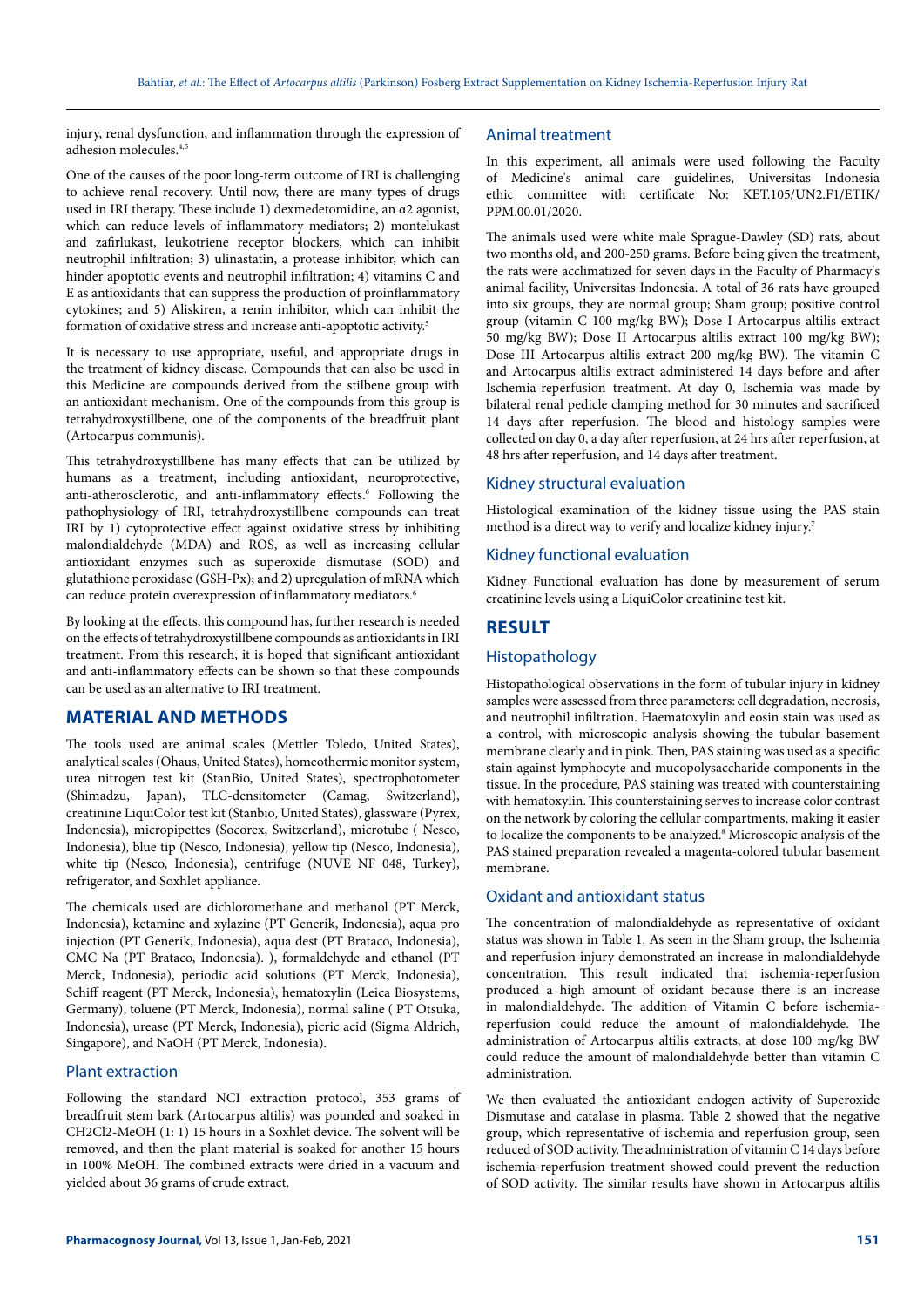injury, renal dysfunction, and inflammation through the expression of adhesion molecules.[4,5]

One of the causes of the poor long-term outcome of IRI is challenging to achieve renal recovery. Until now, there are many types of drugs used in IRI therapy. These include 1) dexmedetomidine, an α2 agonist, which can reduce levels of inflammatory mediators; 2) montelukast and zafirlukast, leukotriene receptor blockers, which can inhibit neutrophil infiltration; 3) ulinastatin, a protease inhibitor, which can hinder apoptotic events and neutrophil infiltration; 4) vitamins C and E as antioxidants that can suppress the production of proinflammatory cytokines; and 5) Aliskiren, a renin inhibitor, which can inhibit the formation of oxidative stress and increase anti-apoptotic activity.[5]

It is necessary to use appropriate, useful, and appropriate drugs in the treatment of kidney disease. Compounds that can also be used in this Medicine are compounds derived from the stilbene group with an antioxidant mechanism. One of the compounds from this group is tetrahydroxystillbene, one of the components of the breadfruit plant (Artocarpus communis).

This tetrahydroxystillbene has many effects that can be utilized by humans as a treatment, including antioxidant, neuroprotective, anti-atherosclerotic, and anti-inflammatory effects.[6] Following the pathophysiology of IRI, tetrahydroxystillbene compounds can treat IRI by 1) cytoprotective effect against oxidative stress by inhibiting malondialdehyde (MDA) and ROS, as well as increasing cellular antioxidant enzymes such as superoxide dismutase (SOD) and glutathione peroxidase (GSH-Px); and 2) upregulation of mRNA which can reduce protein overexpression of inflammatory mediators.[6]

By looking at the effects, this compound has, further research is needed on the effects of tetrahydroxystillbene compounds as antioxidants in IRI treatment. From this research, it is hoped that significant antioxidant and anti-inflammatory effects can be shown so that these compounds can be used as an alternative to IRI treatment.

## MATERIAL AND METHODS

The tools used are animal scales (Mettler Toledo, United States), analytical scales (Ohaus, United States), homeothermic monitor system, urea nitrogen test kit (StanBio, United States), spectrophotometer (Shimadzu, Japan), TLC-densitometer (Camag, Switzerland), creatinine LiquiColor test kit (Stanbio, United States), glassware (Pyrex, Indonesia), micropipettes (Socorex, Switzerland), microtube ( Nesco, Indonesia), blue tip (Nesco, Indonesia), yellow tip (Nesco, Indonesia), white tip (Nesco, Indonesia), centrifuge (NUVE NF 048, Turkey), refrigerator, and Soxhlet appliance.

The chemicals used are dichloromethane and methanol (PT Merck, Indonesia), ketamine and xylazine (PT Generik, Indonesia), aqua pro injection (PT Generik, Indonesia), aqua dest (PT Brataco, Indonesia), CMC Na (PT Brataco, Indonesia). ), formaldehyde and ethanol (PT Merck, Indonesia), periodic acid solutions (PT Merck, Indonesia), Schiff reagent (PT Merck, Indonesia), hematoxylin (Leica Biosystems, Germany), toluene (PT Merck, Indonesia), normal saline ( PT Otsuka, Indonesia), urease (PT Merck, Indonesia), picric acid (Sigma Aldrich, Singapore), and NaOH (PT Merck, Indonesia).

### Plant extraction

Following the standard NCI extraction protocol, 353 grams of breadfruit stem bark (Artocarpus altilis) was pounded and soaked in $CH_2Cl_2$-MeOH (1: 1) 15 hours in a Soxhlet device. The solvent will be removed, and then the plant material is soaked for another 15 hours in 100% MeOH. The combined extracts were dried in a vacuum and yielded about 36 grams of crude extract.

### Animal treatment

In this experiment, all animals were used following the Faculty of Medicine's animal care guidelines, Universitas Indonesia ethic committee with certificate No: KET.105/UN2.F1/ETIK/PPM.00.01/2020.

The animals used were white male Sprague-Dawley (SD) rats, about two months old, and 200-250 grams. Before being given the treatment, the rats were acclimatized for seven days in the Faculty of Pharmacy's animal facility, Universitas Indonesia. A total of 36 rats have grouped into six groups, they are normal group; Sham group; positive control group (vitamin C 100 mg/kg BW); Dose I Artocarpus altilis extract 50 mg/kg BW); Dose II Artocarpus altilis extract 100 mg/kg BW); Dose III Artocarpus altilis extract 200 mg/kg BW). The vitamin C and Artocarpus altilis extract administered 14 days before and after Ischemia-reperfusion treatment. At day 0, Ischemia was made by bilateral renal pedicle clamping method for 30 minutes and sacrificed 14 days after reperfusion. The blood and histology samples were collected on day 0, a day after reperfusion, at 24 hrs after reperfusion, at 48 hrs after reperfusion, and 14 days after treatment.

### Kidney structural evaluation

Histological examination of the kidney tissue using the PAS stain method is a direct way to verify and localize kidney injury.[7]

### Kidney functional evaluation

Kidney Functional evaluation has done by measurement of serum creatinine levels using a LiquiColor creatinine test kit.

## RESULT

### Histopathology

Histopathological observations in the form of tubular injury in kidney samples were assessed from three parameters: cell degradation, necrosis, and neutrophil infiltration. Haematoxylin and eosin stain was used as a control, with microscopic analysis showing the tubular basement membrane clearly and in pink. Then, PAS staining was used as a specific stain against lymphocyte and mucopolysaccharide components in the tissue. In the procedure, PAS staining was treated with counterstaining with hematoxylin. This counterstaining serves to increase color contrast on the network by coloring the cellular compartments, making it easier to localize the components to be analyzed.[8] Microscopic analysis of the PAS stained preparation revealed a magenta-colored tubular basement membrane.

### Oxidant and antioxidant status

The concentration of malondialdehyde as representative of oxidant status was shown in Table 1. As seen in the Sham group, the Ischemia and reperfusion injury demonstrated an increase in malondialdehyde concentration. This result indicated that ischemia-reperfusion produced a high amount of oxidant because there is an increase in malondialdehyde. The addition of Vitamin C before ischemia-reperfusion could reduce the amount of malondialdehyde. The administration of Artocarpus altilis extracts, at dose 100 mg/kg BW could reduce the amount of malondialdehyde better than vitamin C administration.

We then evaluated the antioxidant endogen activity of Superoxide Dismutase and catalase in plasma. Table 2 showed that the negative group, which representative of ischemia and reperfusion group, seen reduced of SOD activity. The administration of vitamin C 14 days before ischemia-reperfusion treatment showed could prevent the reduction of SOD activity. The similar results have shown in Artocarpus altilis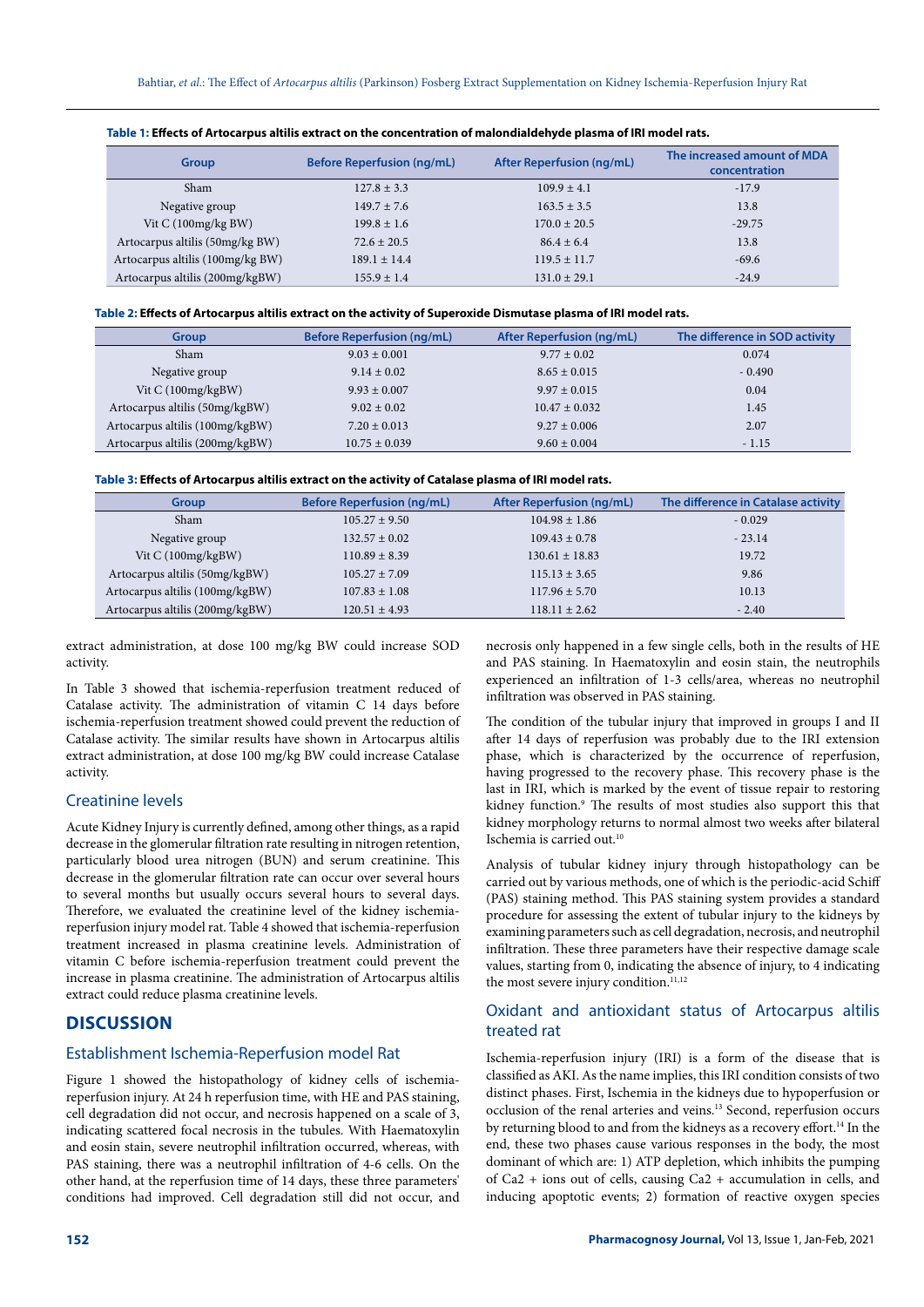**Table 1: Effects of Artocarpus altilis extract on the concentration of malondialdehyde plasma of IRI model rats.**

| Group | Before Reperfusion (ng/mL) | After Reperfusion (ng/mL) | The increased amount of MDA concentration |
|---|---|---|---|
| Sham | 127.8 ± 3.3 | 109.9 ± 4.1 | -17.9 |
| Negative group | 149.7 ± 7.6 | 163.5 ± 3.5 | 13.8 |
| Vit C (100mg/kg BW) | 199.8 ± 1.6 | 170.0 ± 20.5 | -29.75 |
| Artocarpus altilis (50mg/kg BW) | 72.6 ± 20.5 | 86.4 ± 6.4 | 13.8 |
| Artocarpus altilis (100mg/kg BW) | 189.1 ± 14.4 | 119.5 ± 11.7 | -69.6 |
| Artocarpus altilis (200mg/kgBW) | 155.9 ± 1.4 | 131.0 ± 29.1 | -24.9 |

**Table 2: Effects of Artocarpus altilis extract on the activity of Superoxide Dismutase plasma of IRI model rats.**

| Group | Before Reperfusion (ng/mL) | After Reperfusion (ng/mL) | The difference in SOD activity |
|---|---|---|---|
| Sham | 9.03 ± 0.001 | 9.77 ± 0.02 | 0.074 |
| Negative group | 9.14 ± 0.02 | 8.65 ± 0.015 | - 0.490 |
| Vit C (100mg/kgBW) | 9.93 ± 0.007 | 9.97 ± 0.015 | 0.04 |
| Artocarpus altilis (50mg/kgBW) | 9.02 ± 0.02 | 10.47 ± 0.032 | 1.45 |
| Artocarpus altilis (100mg/kgBW) | 7.20 ± 0.013 | 9.27 ± 0.006 | 2.07 |
| Artocarpus altilis (200mg/kgBW) | 10.75 ± 0.039 | 9.60 ± 0.004 | - 1.15 |

**Table 3: Effects of Artocarpus altilis extract on the activity of Catalase plasma of IRI model rats.**

| Group | Before Reperfusion (ng/mL) | After Reperfusion (ng/mL) | The difference in Catalase activity |
|---|---|---|---|
| Sham | 105.27 ± 9.50 | 104.98 ± 1.86 | - 0.029 |
| Negative group | 132.57 ± 0.02 | 109.43 ± 0.78 | - 23.14 |
| Vit C (100mg/kgBW) | 110.89 ± 8.39 | 130.61 ± 18.83 | 19.72 |
| Artocarpus altilis (50mg/kgBW) | 105.27 ± 7.09 | 115.13 ± 3.65 | 9.86 |
| Artocarpus altilis (100mg/kgBW) | 107.83 ± 1.08 | 117.96 ± 5.70 | 10.13 |
| Artocarpus altilis (200mg/kgBW) | 120.51 ± 4.93 | 118.11 ± 2.62 | - 2.40 |

extract administration, at dose 100 mg/kg BW could increase SOD activity.

In Table 3 showed that ischemia-reperfusion treatment reduced of Catalase activity. The administration of vitamin C 14 days before ischemia-reperfusion treatment showed could prevent the reduction of Catalase activity. The similar results have shown in Artocarpus altilis extract administration, at dose 100 mg/kg BW could increase Catalase activity.

### Creatinine levels

Acute Kidney Injury is currently defined, among other things, as a rapid decrease in the glomerular filtration rate resulting in nitrogen retention, particularly blood urea nitrogen (BUN) and serum creatinine. This decrease in the glomerular filtration rate can occur over several hours to several months but usually occurs several hours to several days. Therefore, we evaluated the creatinine level of the kidney ischemia-reperfusion injury model rat. Table 4 showed that ischemia-reperfusion treatment increased in plasma creatinine levels. Administration of vitamin C before ischemia-reperfusion treatment could prevent the increase in plasma creatinine. The administration of Artocarpus altilis extract could reduce plasma creatinine levels.

## DISCUSSION

### Establishment Ischemia-Reperfusion model Rat

Figure 1 showed the histopathology of kidney cells of ischemia-reperfusion injury. At 24 h reperfusion time, with HE and PAS staining, cell degradation did not occur, and necrosis happened on a scale of 3, indicating scattered focal necrosis in the tubules. With Haematoxylin and eosin stain, severe neutrophil infiltration occurred, whereas, with PAS staining, there was a neutrophil infiltration of 4-6 cells. On the other hand, at the reperfusion time of 14 days, these three parameters' conditions had improved. Cell degradation still did not occur, and necrosis only happened in a few single cells, both in the results of HE and PAS staining. In Haematoxylin and eosin stain, the neutrophils experienced an infiltration of 1-3 cells/area, whereas no neutrophil infiltration was observed in PAS staining.

The condition of the tubular injury that improved in groups I and II after 14 days of reperfusion was probably due to the IRI extension phase, which is characterized by the occurrence of reperfusion, having progressed to the recovery phase. This recovery phase is the last in IRI, which is marked by the event of tissue repair to restoring kidney function.[9] The results of most studies also support this that kidney morphology returns to normal almost two weeks after bilateral Ischemia is carried out.[10]

Analysis of tubular kidney injury through histopathology can be carried out by various methods, one of which is the periodic-acid Schiff (PAS) staining method. This PAS staining system provides a standard procedure for assessing the extent of tubular injury to the kidneys by examining parameters such as cell degradation, necrosis, and neutrophil infiltration. These three parameters have their respective damage scale values, starting from 0, indicating the absence of injury, to 4 indicating the most severe injury condition.[11,12]

### Oxidant and antioxidant status of Artocarpus altilis treated rat

Ischemia-reperfusion injury (IRI) is a form of the disease that is classified as AKI. As the name implies, this IRI condition consists of two distinct phases. First, Ischemia in the kidneys due to hypoperfusion or occlusion of the renal arteries and veins.[13] Second, reperfusion occurs by returning blood to and from the kidneys as a recovery effort.[14] In the end, these two phases cause various responses in the body, the most dominant of which are: 1) ATP depletion, which inhibits the pumping of Ca2 + ions out of cells, causing Ca2 + accumulation in cells, and inducing apoptotic events; 2) formation of reactive oxygen species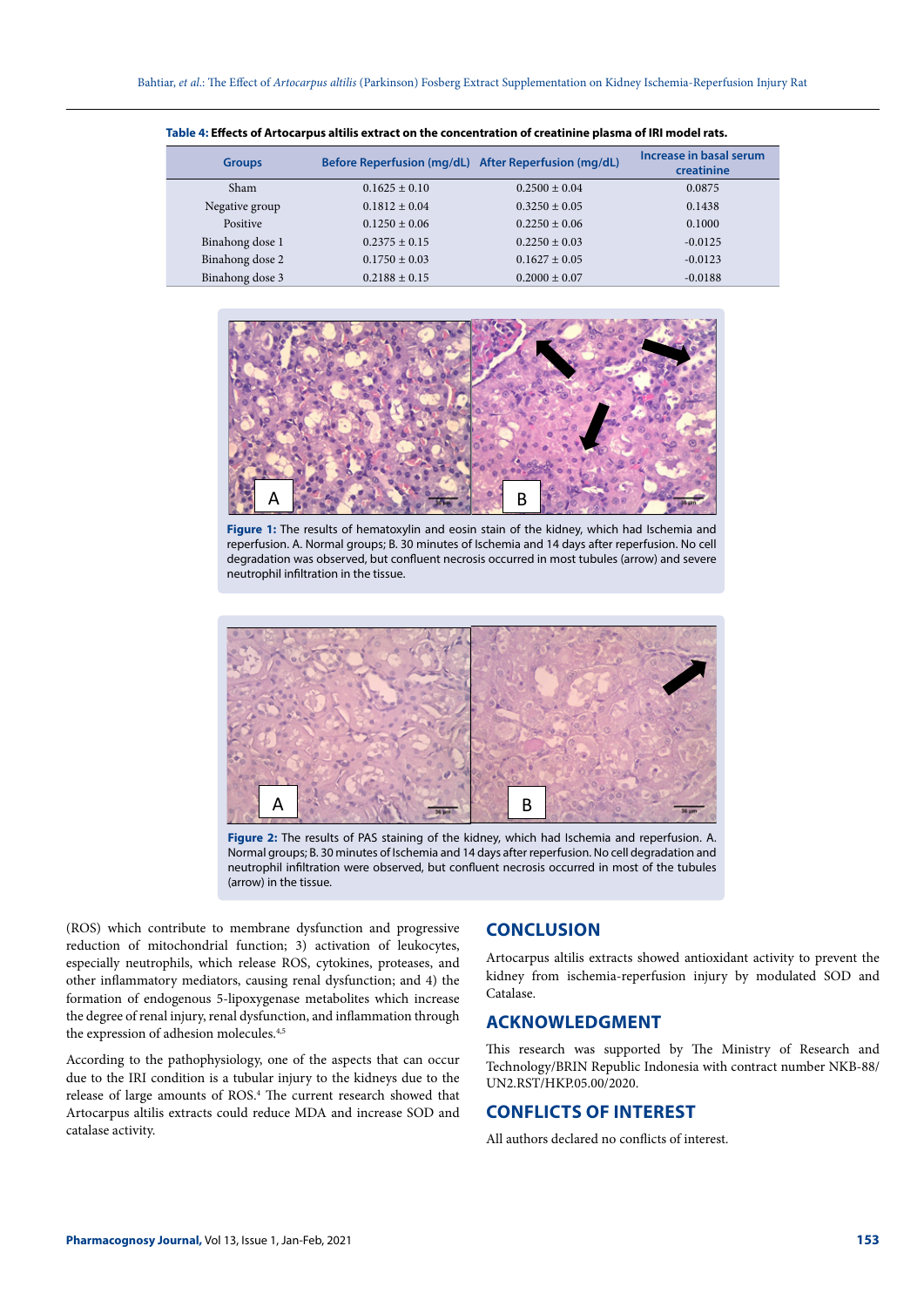**Table 4: Effects of Artocarpus altilis extract on the concentration of creatinine plasma of IRI model rats.**

| Groups | Before Reperfusion (mg/dL) | After Reperfusion (mg/dL) | Increase in basal serum creatinine |
|---|---|---|---|
| Sham | 0.1625 ± 0.10 | 0.2500 ± 0.04 | 0.0875 |
| Negative group | 0.1812 ± 0.04 | 0.3250 ± 0.05 | 0.1438 |
| Positive | 0.1250 ± 0.06 | 0.2250 ± 0.06 | 0.1000 |
| Binahong dose 1 | 0.2375 ± 0.15 | 0.2250 ± 0.03 | -0.0125 |
| Binahong dose 2 | 0.1750 ± 0.03 | 0.1627 ± 0.05 | -0.0123 |
| Binahong dose 3 | 0.2188 ± 0.15 | 0.2000 ± 0.07 | -0.0188 |

**Figure 1:** The results of hematoxylin and eosin stain of the kidney, which had Ischemia and reperfusion. A. Normal groups; B. 30 minutes of Ischemia and 14 days after reperfusion. No cell degradation was observed, but confluent necrosis occurred in most tubules (arrow) and severe neutrophil infiltration in the tissue.

**Figure 2:** The results of PAS staining of the kidney, which had Ischemia and reperfusion. A. Normal groups; B. 30 minutes of Ischemia and 14 days after reperfusion. No cell degradation and neutrophil infiltration were observed, but confluent necrosis occurred in most of the tubules (arrow) in the tissue.

(ROS) which contribute to membrane dysfunction and progressive reduction of mitochondrial function; 3) activation of leukocytes, especially neutrophils, which release ROS, cytokines, proteases, and other inflammatory mediators, causing renal dysfunction; and 4) the formation of endogenous 5-lipoxygenase metabolites which increase the degree of renal injury, renal dysfunction, and inflammation through the expression of adhesion molecules.[4,5]

According to the pathophysiology, one of the aspects that can occur due to the IRI condition is a tubular injury to the kidneys due to the release of large amounts of ROS.[4] The current research showed that Artocarpus altilis extracts could reduce MDA and increase SOD and catalase activity.

## CONCLUSION

Artocarpus altilis extracts showed antioxidant activity to prevent the kidney from ischemia-reperfusion injury by modulated SOD and Catalase.

## ACKNOWLEDGMENT

This research was supported by The Ministry of Research and Technology/BRIN Republic Indonesia with contract number NKB-88/UN2.RST/HKP.05.00/2020.

## CONFLICTS OF INTEREST

All authors declared no conflicts of interest.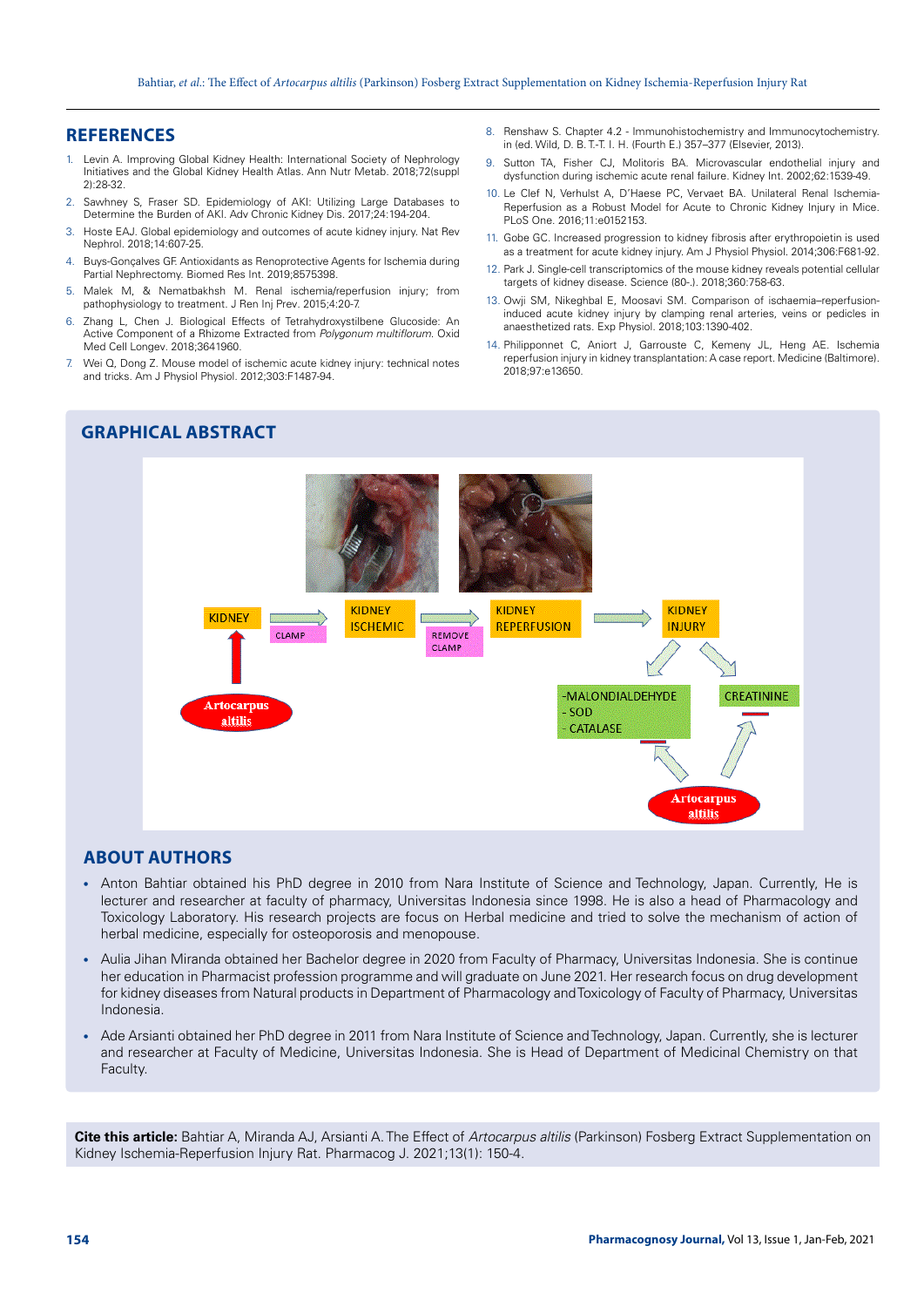## REFERENCES

1. Levin A. Improving Global Kidney Health: International Society of Nephrology Initiatives and the Global Kidney Health Atlas. Ann Nutr Metab. 2018;72(suppl 2):28-32.
2. Sawhney S, Fraser SD. Epidemiology of AKI: Utilizing Large Databases to Determine the Burden of AKI. Adv Chronic Kidney Dis. 2017;24:194-204.
3. Hoste EAJ. Global epidemiology and outcomes of acute kidney injury. Nat Rev Nephrol. 2018;14:607-25.
4. Buys-Gonçalves GF. Antioxidants as Renoprotective Agents for Ischemia during Partial Nephrectomy. Biomed Res Int. 2019;8575398.
5. Malek M, & Nematbakhsh M. Renal ischemia/reperfusion injury; from pathophysiology to treatment. J Ren Inj Prev. 2015;4:20-7.
6. Zhang L, Chen J. Biological Effects of Tetrahydroxystilbene Glucoside: An Active Component of a Rhizome Extracted from *Polygonum multiflorum*. Oxid Med Cell Longev. 2018;3641960.
7. Wei Q, Dong Z. Mouse model of ischemic acute kidney injury: technical notes and tricks. Am J Physiol Physiol. 2012;303:F1487-94.
8. Renshaw S. Chapter 4.2 - Immunohistochemistry and Immunocytochemistry. in (ed. Wild, D. B. T.-T. I. H. (Fourth E.) 357–377 (Elsevier, 2013).
9. Sutton TA, Fisher CJ, Molitoris BA. Microvascular endothelial injury and dysfunction during ischemic acute renal failure. Kidney Int. 2002;62:1539-49.
10. Le Clef N, Verhulst A, D'Haese PC, Vervaet BA. Unilateral Renal Ischemia-Reperfusion as a Robust Model for Acute to Chronic Kidney Injury in Mice. PLoS One. 2016;11:e0152153.
11. Gobe GC. Increased progression to kidney fibrosis after erythropoietin is used as a treatment for acute kidney injury. Am J Physiol Physiol. 2014;306:F681-92.
12. Park J. Single-cell transcriptomics of the mouse kidney reveals potential cellular targets of kidney disease. Science (80-.). 2018;360:758-63.
13. Owji SM, Nikeghbal E, Moosavi SM. Comparison of ischaemia–reperfusion-induced acute kidney injury by clamping renal arteries, veins or pedicles in anaesthetized rats. Exp Physiol. 2018;103:1390-402.
14. Philipponnet C, Aniort J, Garrouste C, Kemeny JL, Heng AE. Ischemia reperfusion injury in kidney transplantation: A case report. Medicine (Baltimore). 2018;97:e13650.

## GRAPHICAL ABSTRACT

KIDNEY

CLAMP

KIDNEY ISCHEMIC

REMOVE CLAMP

KIDNEY REPERFUSION

KIDNEY INJURY

-MALONDIALDEHYDE
- SOD
- CATALASE

CREATININE

Artocarpus altilis

Artocarpus altilis

## ABOUT AUTHORS

- Anton Bahtiar obtained his PhD degree in 2010 from Nara Institute of Science and Technology, Japan. Currently, He is lecturer and researcher at faculty of pharmacy, Universitas Indonesia since 1998. He is also a head of Pharmacology and Toxicology Laboratory. His research projects are focus on Herbal medicine and tried to solve the mechanism of action of herbal medicine, especially for osteoporosis and menopouse.
- Aulia Jihan Miranda obtained her Bachelor degree in 2020 from Faculty of Pharmacy, Universitas Indonesia. She is continue her education in Pharmacist profession programme and will graduate on June 2021. Her research focus on drug development for kidney diseases from Natural products in Department of Pharmacology and Toxicology of Faculty of Pharmacy, Universitas Indonesia.
- Ade Arsianti obtained her PhD degree in 2011 from Nara Institute of Science and Technology, Japan. Currently, she is lecturer and researcher at Faculty of Medicine, Universitas Indonesia. She is Head of Department of Medicinal Chemistry on that Faculty.

**Cite this article:** Bahtiar A, Miranda AJ, Arsianti A. The Effect of *Artocarpus altilis* (Parkinson) Fosberg Extract Supplementation on Kidney Ischemia-Reperfusion Injury Rat. Pharmacog J. 2021;13(1): 150-4.